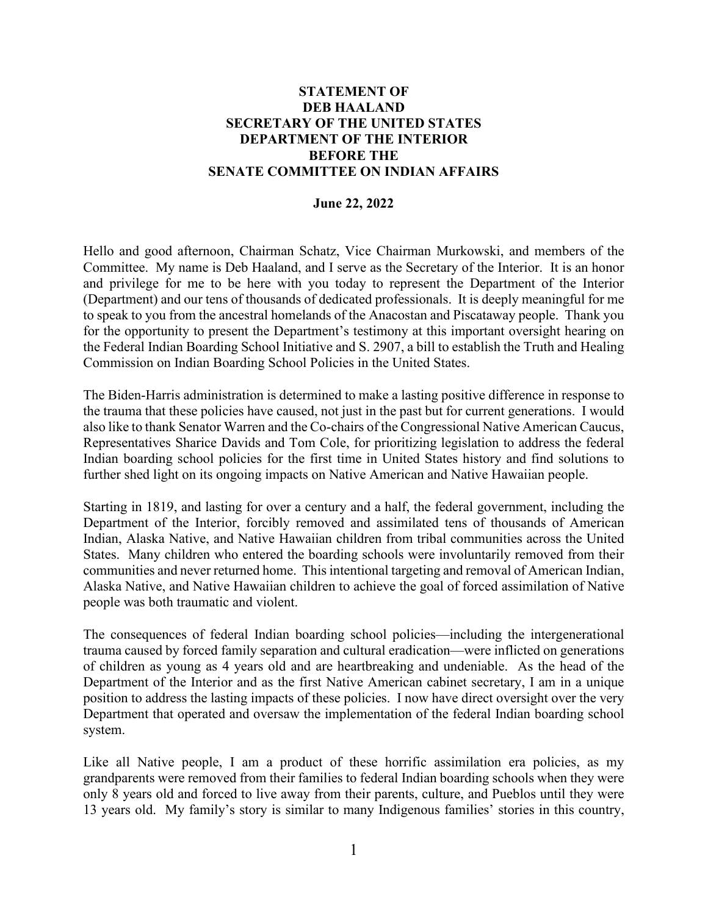**STATEMENT OF**
**DEB HAALAND**
**SECRETARY OF THE UNITED STATES**
**DEPARTMENT OF THE INTERIOR**
**BEFORE THE**
**SENATE COMMITTEE ON INDIAN AFFAIRS**

**June 22, 2022**

Hello and good afternoon, Chairman Schatz, Vice Chairman Murkowski, and members of the Committee. My name is Deb Haaland, and I serve as the Secretary of the Interior. It is an honor and privilege for me to be here with you today to represent the Department of the Interior (Department) and our tens of thousands of dedicated professionals. It is deeply meaningful for me to speak to you from the ancestral homelands of the Anacostan and Piscataway people. Thank you for the opportunity to present the Department's testimony at this important oversight hearing on the Federal Indian Boarding School Initiative and S. 2907, a bill to establish the Truth and Healing Commission on Indian Boarding School Policies in the United States.

The Biden-Harris administration is determined to make a lasting positive difference in response to the trauma that these policies have caused, not just in the past but for current generations. I would also like to thank Senator Warren and the Co-chairs of the Congressional Native American Caucus, Representatives Sharice Davids and Tom Cole, for prioritizing legislation to address the federal Indian boarding school policies for the first time in United States history and find solutions to further shed light on its ongoing impacts on Native American and Native Hawaiian people.

Starting in 1819, and lasting for over a century and a half, the federal government, including the Department of the Interior, forcibly removed and assimilated tens of thousands of American Indian, Alaska Native, and Native Hawaiian children from tribal communities across the United States. Many children who entered the boarding schools were involuntarily removed from their communities and never returned home. This intentional targeting and removal of American Indian, Alaska Native, and Native Hawaiian children to achieve the goal of forced assimilation of Native people was both traumatic and violent.

The consequences of federal Indian boarding school policies—including the intergenerational trauma caused by forced family separation and cultural eradication—were inflicted on generations of children as young as 4 years old and are heartbreaking and undeniable. As the head of the Department of the Interior and as the first Native American cabinet secretary, I am in a unique position to address the lasting impacts of these policies. I now have direct oversight over the very Department that operated and oversaw the implementation of the federal Indian boarding school system.

Like all Native people, I am a product of these horrific assimilation era policies, as my grandparents were removed from their families to federal Indian boarding schools when they were only 8 years old and forced to live away from their parents, culture, and Pueblos until they were 13 years old. My family's story is similar to many Indigenous families' stories in this country,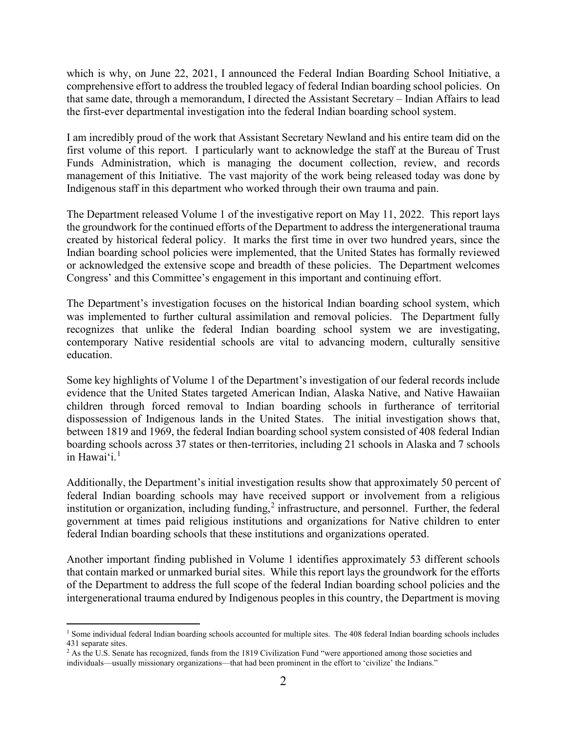which is why, on June 22, 2021, I announced the Federal Indian Boarding School Initiative, a comprehensive effort to address the troubled legacy of federal Indian boarding school policies. On that same date, through a memorandum, I directed the Assistant Secretary – Indian Affairs to lead the first-ever departmental investigation into the federal Indian boarding school system.

I am incredibly proud of the work that Assistant Secretary Newland and his entire team did on the first volume of this report. I particularly want to acknowledge the staff at the Bureau of Trust Funds Administration, which is managing the document collection, review, and records management of this Initiative. The vast majority of the work being released today was done by Indigenous staff in this department who worked through their own trauma and pain.

The Department released Volume 1 of the investigative report on May 11, 2022. This report lays the groundwork for the continued efforts of the Department to address the intergenerational trauma created by historical federal policy. It marks the first time in over two hundred years, since the Indian boarding school policies were implemented, that the United States has formally reviewed or acknowledged the extensive scope and breadth of these policies. The Department welcomes Congress' and this Committee's engagement in this important and continuing effort.

The Department's investigation focuses on the historical Indian boarding school system, which was implemented to further cultural assimilation and removal policies. The Department fully recognizes that unlike the federal Indian boarding school system we are investigating, contemporary Native residential schools are vital to advancing modern, culturally sensitive education.

Some key highlights of Volume 1 of the Department's investigation of our federal records include evidence that the United States targeted American Indian, Alaska Native, and Native Hawaiian children through forced removal to Indian boarding schools in furtherance of territorial dispossession of Indigenous lands in the United States. The initial investigation shows that, between 1819 and 1969, the federal Indian boarding school system consisted of 408 federal Indian boarding schools across 37 states or then-territories, including 21 schools in Alaska and 7 schools in Hawai'i.[1]

Additionally, the Department's initial investigation results show that approximately 50 percent of federal Indian boarding schools may have received support or involvement from a religious institution or organization, including funding,[2] infrastructure, and personnel. Further, the federal government at times paid religious institutions and organizations for Native children to enter federal Indian boarding schools that these institutions and organizations operated.

Another important finding published in Volume 1 identifies approximately 53 different schools that contain marked or unmarked burial sites. While this report lays the groundwork for the efforts of the Department to address the full scope of the federal Indian boarding school policies and the intergenerational trauma endured by Indigenous peoples in this country, the Department is moving

---

[1] Some individual federal Indian boarding schools accounted for multiple sites. The 408 federal Indian boarding schools includes 431 separate sites.

[2] As the U.S. Senate has recognized, funds from the 1819 Civilization Fund "were apportioned among those societies and individuals—usually missionary organizations—that had been prominent in the effort to 'civilize' the Indians."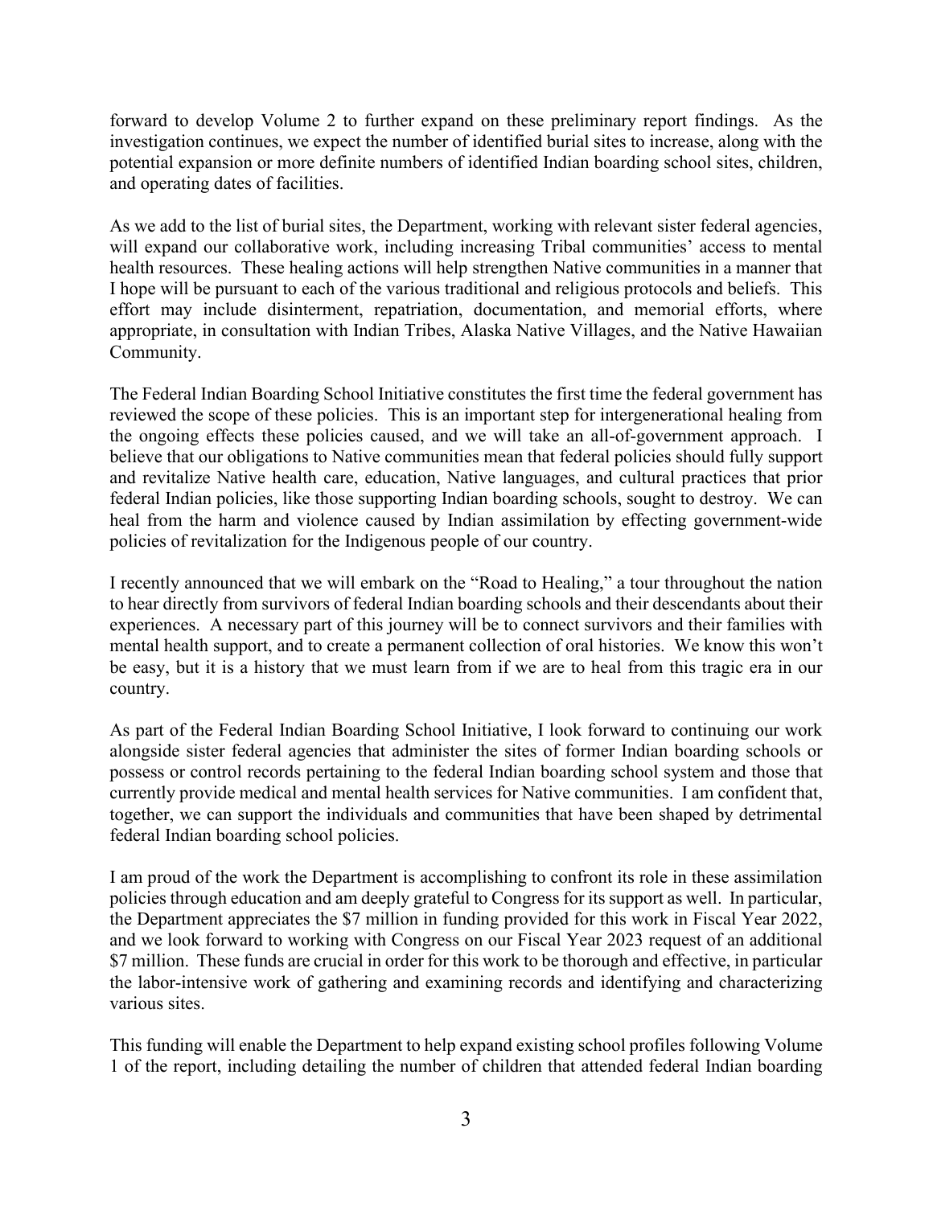forward to develop Volume 2 to further expand on these preliminary report findings. As the investigation continues, we expect the number of identified burial sites to increase, along with the potential expansion or more definite numbers of identified Indian boarding school sites, children, and operating dates of facilities.

As we add to the list of burial sites, the Department, working with relevant sister federal agencies, will expand our collaborative work, including increasing Tribal communities' access to mental health resources. These healing actions will help strengthen Native communities in a manner that I hope will be pursuant to each of the various traditional and religious protocols and beliefs. This effort may include disinterment, repatriation, documentation, and memorial efforts, where appropriate, in consultation with Indian Tribes, Alaska Native Villages, and the Native Hawaiian Community.

The Federal Indian Boarding School Initiative constitutes the first time the federal government has reviewed the scope of these policies. This is an important step for intergenerational healing from the ongoing effects these policies caused, and we will take an all-of-government approach. I believe that our obligations to Native communities mean that federal policies should fully support and revitalize Native health care, education, Native languages, and cultural practices that prior federal Indian policies, like those supporting Indian boarding schools, sought to destroy. We can heal from the harm and violence caused by Indian assimilation by effecting government-wide policies of revitalization for the Indigenous people of our country.

I recently announced that we will embark on the "Road to Healing," a tour throughout the nation to hear directly from survivors of federal Indian boarding schools and their descendants about their experiences. A necessary part of this journey will be to connect survivors and their families with mental health support, and to create a permanent collection of oral histories. We know this won't be easy, but it is a history that we must learn from if we are to heal from this tragic era in our country.

As part of the Federal Indian Boarding School Initiative, I look forward to continuing our work alongside sister federal agencies that administer the sites of former Indian boarding schools or possess or control records pertaining to the federal Indian boarding school system and those that currently provide medical and mental health services for Native communities. I am confident that, together, we can support the individuals and communities that have been shaped by detrimental federal Indian boarding school policies.

I am proud of the work the Department is accomplishing to confront its role in these assimilation policies through education and am deeply grateful to Congress for its support as well. In particular, the Department appreciates the $7 million in funding provided for this work in Fiscal Year 2022, and we look forward to working with Congress on our Fiscal Year 2023 request of an additional $7 million. These funds are crucial in order for this work to be thorough and effective, in particular the labor-intensive work of gathering and examining records and identifying and characterizing various sites.

This funding will enable the Department to help expand existing school profiles following Volume 1 of the report, including detailing the number of children that attended federal Indian boarding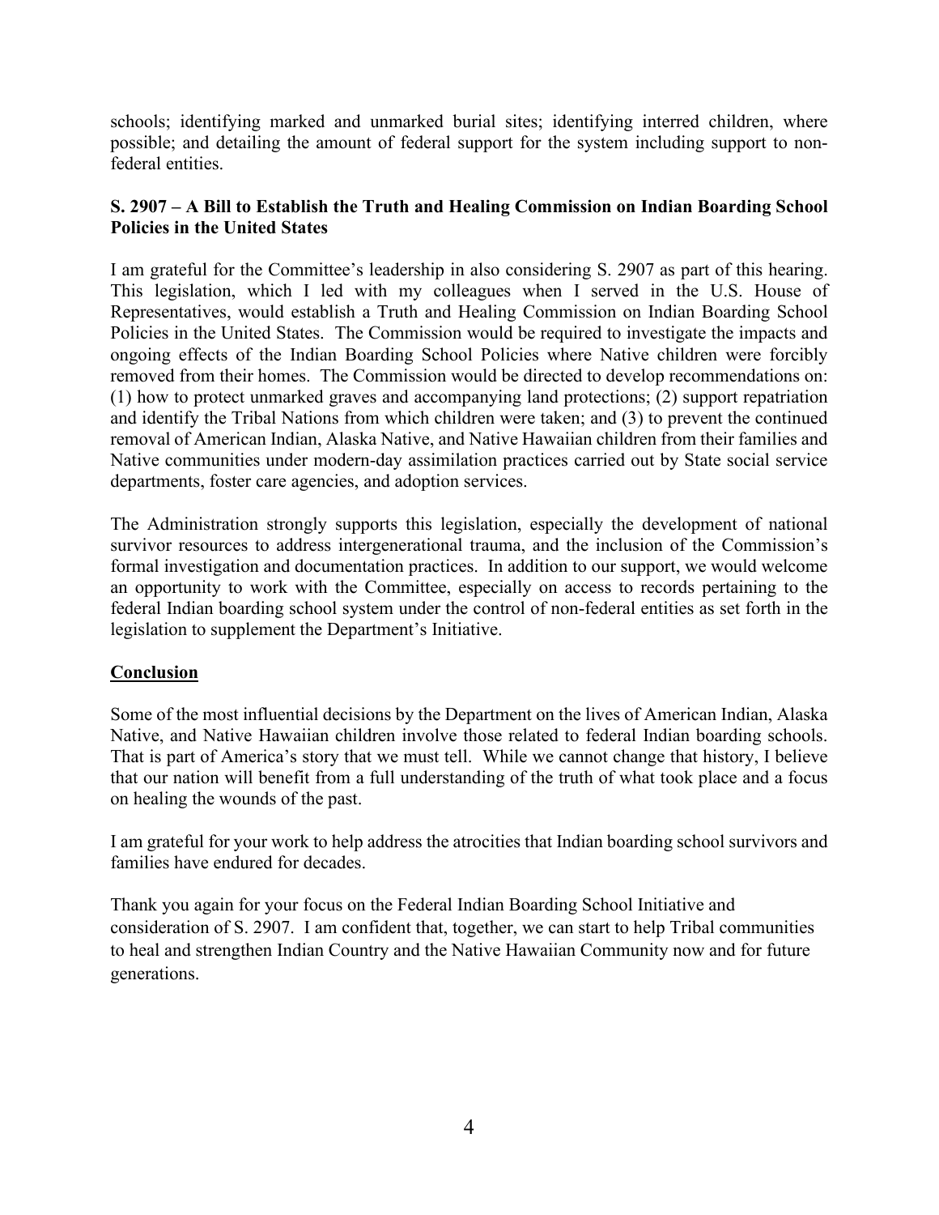schools; identifying marked and unmarked burial sites; identifying interred children, where possible; and detailing the amount of federal support for the system including support to non-federal entities.

**S. 2907 – A Bill to Establish the Truth and Healing Commission on Indian Boarding School Policies in the United States**

I am grateful for the Committee's leadership in also considering S. 2907 as part of this hearing. This legislation, which I led with my colleagues when I served in the U.S. House of Representatives, would establish a Truth and Healing Commission on Indian Boarding School Policies in the United States. The Commission would be required to investigate the impacts and ongoing effects of the Indian Boarding School Policies where Native children were forcibly removed from their homes. The Commission would be directed to develop recommendations on: (1) how to protect unmarked graves and accompanying land protections; (2) support repatriation and identify the Tribal Nations from which children were taken; and (3) to prevent the continued removal of American Indian, Alaska Native, and Native Hawaiian children from their families and Native communities under modern-day assimilation practices carried out by State social service departments, foster care agencies, and adoption services.

The Administration strongly supports this legislation, especially the development of national survivor resources to address intergenerational trauma, and the inclusion of the Commission's formal investigation and documentation practices. In addition to our support, we would welcome an opportunity to work with the Committee, especially on access to records pertaining to the federal Indian boarding school system under the control of non-federal entities as set forth in the legislation to supplement the Department's Initiative.

## Conclusion

Some of the most influential decisions by the Department on the lives of American Indian, Alaska Native, and Native Hawaiian children involve those related to federal Indian boarding schools. That is part of America's story that we must tell. While we cannot change that history, I believe that our nation will benefit from a full understanding of the truth of what took place and a focus on healing the wounds of the past.

I am grateful for your work to help address the atrocities that Indian boarding school survivors and families have endured for decades.

Thank you again for your focus on the Federal Indian Boarding School Initiative and consideration of S. 2907. I am confident that, together, we can start to help Tribal communities to heal and strengthen Indian Country and the Native Hawaiian Community now and for future generations.